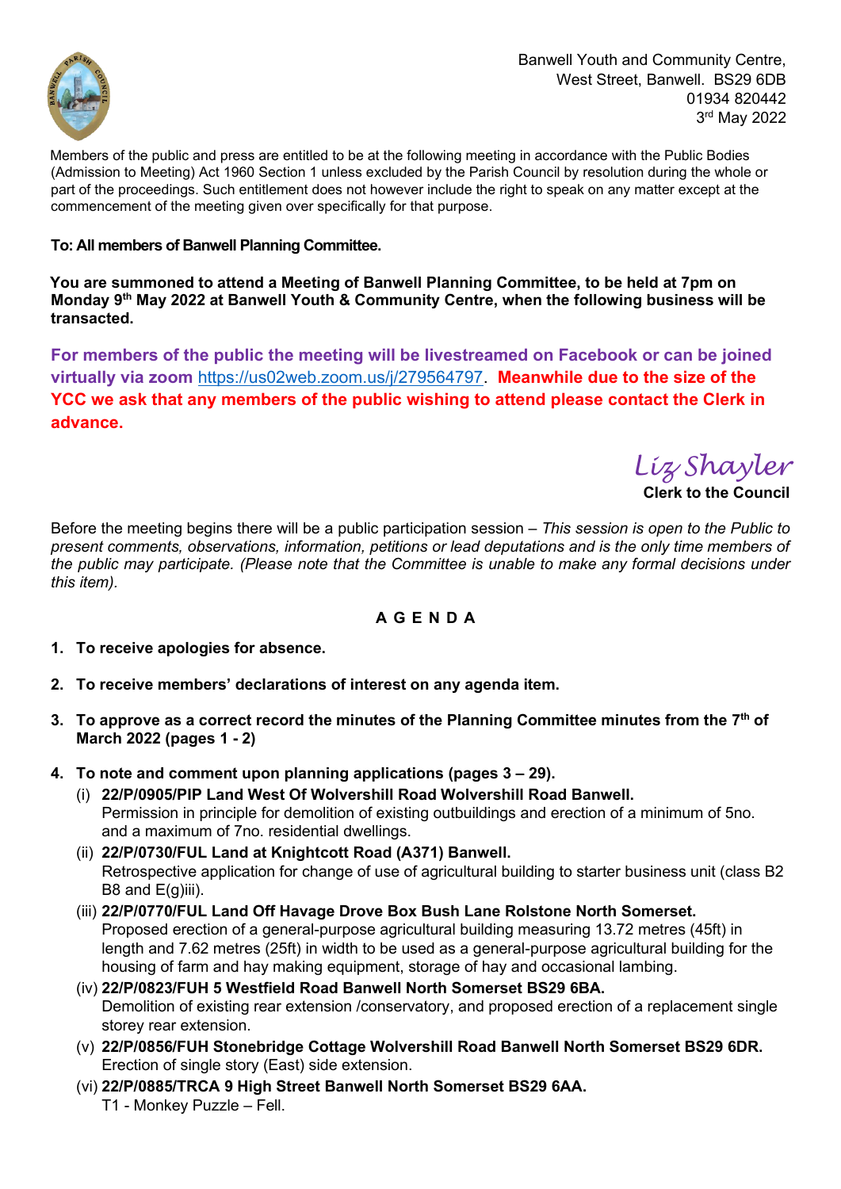Banwell Youth and Community Centre,
West Street, Banwell. BS29 6DB
01934 820442
3rd May 2022

Members of the public and press are entitled to be at the following meeting in accordance with the Public Bodies (Admission to Meeting) Act 1960 Section 1 unless excluded by the Parish Council by resolution during the whole or part of the proceedings. Such entitlement does not however include the right to speak on any matter except at the commencement of the meeting given over specifically for that purpose.

**To: All members of Banwell Planning Committee.**

**You are summoned to attend a Meeting of Banwell Planning Committee, to be held at 7pm on Monday 9th May 2022 at Banwell Youth & Community Centre, when the following business will be transacted.**

**For members of the public the meeting will be livestreamed on Facebook or can be joined virtually via zoom** https://us02web.zoom.us/j/279564797. **Meanwhile due to the size of the YCC we ask that any members of the public wishing to attend please contact the Clerk in advance.**

*Liz Shayler*
**Clerk to the Council**

Before the meeting begins there will be a public participation session – *This session is open to the Public to present comments, observations, information, petitions or lead deputations and is the only time members of the public may participate. (Please note that the Committee is unable to make any formal decisions under this item).*

## A G E N D A

1. **To receive apologies for absence.**

2. **To receive members' declarations of interest on any agenda item.**

3. **To approve as a correct record the minutes of the Planning Committee minutes from the 7th of March 2022 (pages 1 - 2)**

4. **To note and comment upon planning applications (pages 3 – 29).**
   (i) **22/P/0905/PIP Land West Of Wolvershill Road Wolvershill Road Banwell.**
   Permission in principle for demolition of existing outbuildings and erection of a minimum of 5no. and a maximum of 7no. residential dwellings.
   (ii) **22/P/0730/FUL Land at Knightcott Road (A371) Banwell.**
   Retrospective application for change of use of agricultural building to starter business unit (class B2 B8 and E(g)iii).
   (iii) **22/P/0770/FUL Land Off Havage Drove Box Bush Lane Rolstone North Somerset.**
   Proposed erection of a general-purpose agricultural building measuring 13.72 metres (45ft) in length and 7.62 metres (25ft) in width to be used as a general-purpose agricultural building for the housing of farm and hay making equipment, storage of hay and occasional lambing.
   (iv) **22/P/0823/FUH 5 Westfield Road Banwell North Somerset BS29 6BA.**
   Demolition of existing rear extension /conservatory, and proposed erection of a replacement single storey rear extension.
   (v) **22/P/0856/FUH Stonebridge Cottage Wolvershill Road Banwell North Somerset BS29 6DR.**
   Erection of single story (East) side extension.
   (vi) **22/P/0885/TRCA 9 High Street Banwell North Somerset BS29 6AA.**
   T1 - Monkey Puzzle – Fell.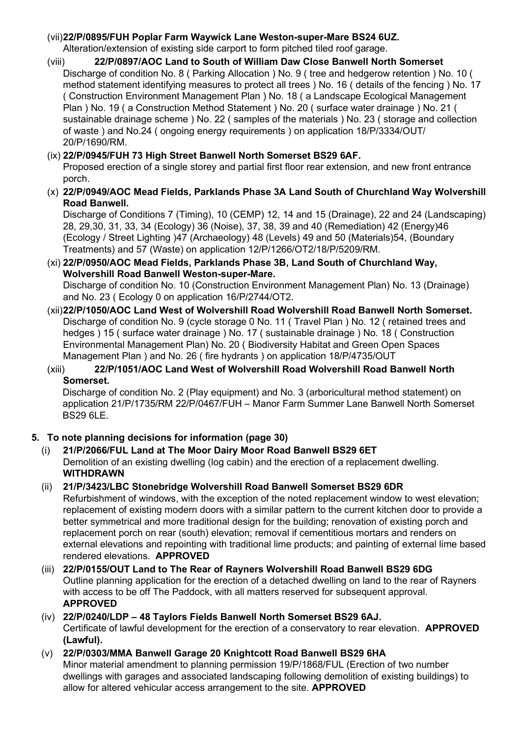(vii) **22/P/0895/FUH Poplar Farm Waywick Lane Weston-super-Mare BS24 6UZ.**
Alteration/extension of existing side carport to form pitched tiled roof garage.

(viii) **22/P/0897/AOC Land to South of William Daw Close Banwell North Somerset**
Discharge of condition No. 8 ( Parking Allocation ) No. 9 ( tree and hedgerow retention ) No. 10 ( method statement identifying measures to protect all trees ) No. 16 ( details of the fencing ) No. 17 ( Construction Environment Management Plan ) No. 18 ( a Landscape Ecological Management Plan ) No. 19 ( a Construction Method Statement ) No. 20 ( surface water drainage ) No. 21 ( sustainable drainage scheme ) No. 22 ( samples of the materials ) No. 23 ( storage and collection of waste ) and No.24 ( ongoing energy requirements ) on application 18/P/3334/OUT/ 20/P/1690/RM.

(ix) **22/P/0945/FUH 73 High Street Banwell North Somerset BS29 6AF.**
Proposed erection of a single storey and partial first floor rear extension, and new front entrance porch.

(x) **22/P/0949/AOC Mead Fields, Parklands Phase 3A Land South of Churchland Way Wolvershill Road Banwell.**
Discharge of Conditions 7 (Timing), 10 (CEMP) 12, 14 and 15 (Drainage), 22 and 24 (Landscaping) 28, 29,30, 31, 33, 34 (Ecology) 36 (Noise), 37, 38, 39 and 40 (Remediation) 42 (Energy)46 (Ecology / Street Lighting )47 (Archaeology) 48 (Levels) 49 and 50 (Materials)54, (Boundary Treatments) and 57 (Waste) on application 12/P/1266/OT2/18/P/5209/RM.

(xi) **22/P/0950/AOC Mead Fields, Parklands Phase 3B, Land South of Churchland Way, Wolvershill Road Banwell Weston-super-Mare.**
Discharge of condition No. 10 (Construction Environment Management Plan) No. 13 (Drainage) and No. 23 ( Ecology 0 on application 16/P/2744/OT2.

(xii) **22/P/1050/AOC Land West of Wolvershill Road Wolvershill Road Banwell North Somerset.**
Discharge of condition No. 9 (cycle storage 0 No. 11 ( Travel Plan ) No. 12 ( retained trees and hedges ) 15 ( surface water drainage ) No. 17 ( sustainable drainage ) No. 18 ( Construction Environmental Management Plan) No. 20 ( Biodiversity Habitat and Green Open Spaces Management Plan ) and No. 26 ( fire hydrants ) on application 18/P/4735/OUT

(xiii) **22/P/1051/AOC Land West of Wolvershill Road Wolvershill Road Banwell North Somerset.**
Discharge of condition No. 2 (Play equipment) and No. 3 (arboricultural method statement) on application 21/P/1735/RM 22/P/0467/FUH – Manor Farm Summer Lane Banwell North Somerset BS29 6LE.

**5. To note planning decisions for information (page 30)**

(i) **21/P/2066/FUL Land at The Moor Dairy Moor Road Banwell BS29 6ET**
Demolition of an existing dwelling (log cabin) and the erection of a replacement dwelling. **WITHDRAWN**

(ii) **21/P/3423/LBC Stonebridge Wolvershill Road Banwell Somerset BS29 6DR**
Refurbishment of windows, with the exception of the noted replacement window to west elevation; replacement of existing modern doors with a similar pattern to the current kitchen door to provide a better symmetrical and more traditional design for the building; renovation of existing porch and replacement porch on rear (south) elevation; removal if cementitious mortars and renders on external elevations and repointing with traditional lime products; and painting of external lime based rendered elevations. **APPROVED**

(iii) **22/P/0155/OUT Land to The Rear of Rayners Wolvershill Road Banwell BS29 6DG**
Outline planning application for the erection of a detached dwelling on land to the rear of Rayners with access to be off The Paddock, with all matters reserved for subsequent approval. **APPROVED**

(iv) **22/P/0240/LDP – 48 Taylors Fields Banwell North Somerset BS29 6AJ.**
Certificate of lawful development for the erection of a conservatory to rear elevation. **APPROVED (Lawful).**

(v) **22/P/0303/MMA Banwell Garage 20 Knightcott Road Banwell BS29 6HA**
Minor material amendment to planning permission 19/P/1868/FUL (Erection of two number dwellings with garages and associated landscaping following demolition of existing buildings) to allow for altered vehicular access arrangement to the site. **APPROVED**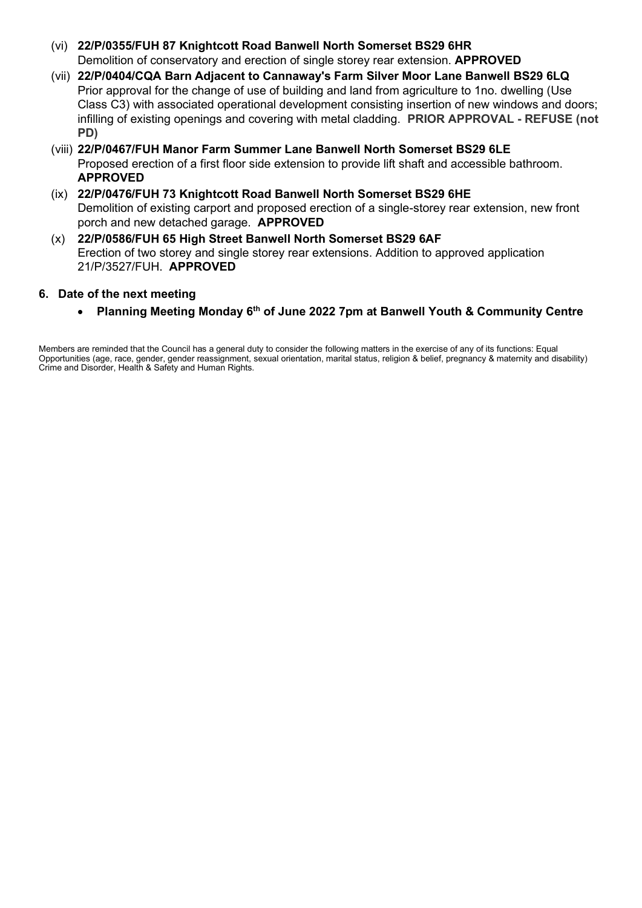(vi) **22/P/0355/FUH 87 Knightcott Road Banwell North Somerset BS29 6HR**
Demolition of conservatory and erection of single storey rear extension. **APPROVED**

(vii) **22/P/0404/CQA Barn Adjacent to Cannaway's Farm Silver Moor Lane Banwell BS29 6LQ**
Prior approval for the change of use of building and land from agriculture to 1no. dwelling (Use Class C3) with associated operational development consisting insertion of new windows and doors; infilling of existing openings and covering with metal cladding. **PRIOR APPROVAL - REFUSE (not PD)**

(viii) **22/P/0467/FUH Manor Farm Summer Lane Banwell North Somerset BS29 6LE**
Proposed erection of a first floor side extension to provide lift shaft and accessible bathroom. **APPROVED**

(ix) **22/P/0476/FUH 73 Knightcott Road Banwell North Somerset BS29 6HE**
Demolition of existing carport and proposed erection of a single-storey rear extension, new front porch and new detached garage. **APPROVED**

(x) **22/P/0586/FUH 65 High Street Banwell North Somerset BS29 6AF**
Erection of two storey and single storey rear extensions. Addition to approved application 21/P/3527/FUH. **APPROVED**

**6. Date of the next meeting**

- **Planning Meeting Monday 6th of June 2022 7pm at Banwell Youth & Community Centre**

Members are reminded that the Council has a general duty to consider the following matters in the exercise of any of its functions: Equal Opportunities (age, race, gender, gender reassignment, sexual orientation, marital status, religion & belief, pregnancy & maternity and disability) Crime and Disorder, Health & Safety and Human Rights.